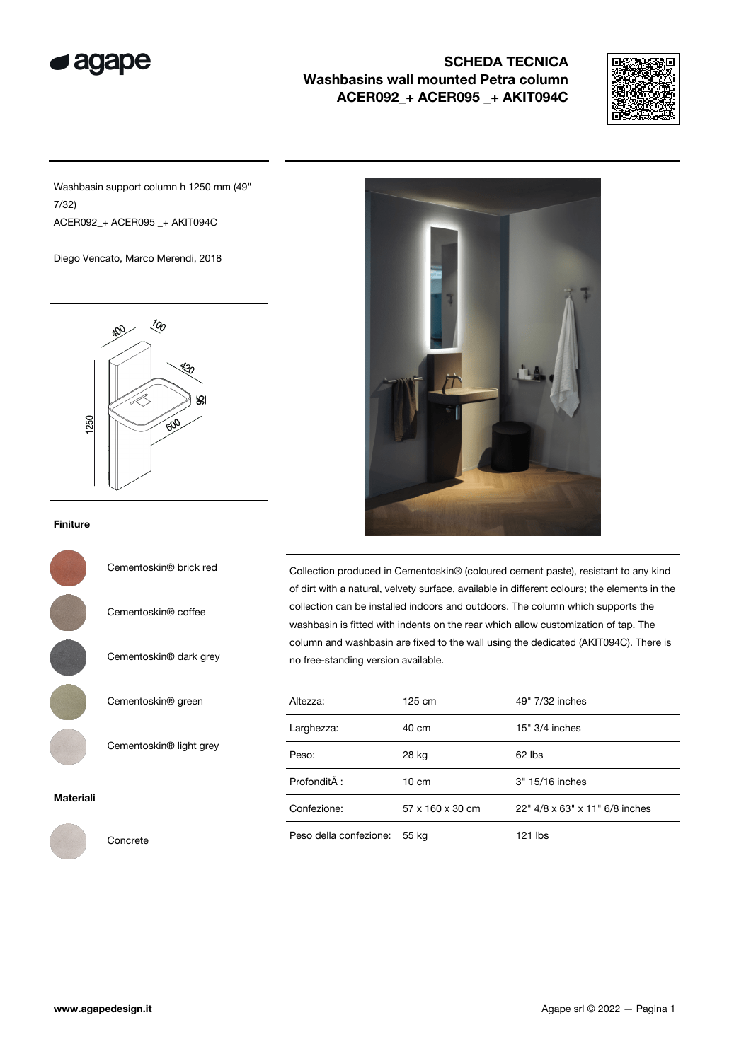# SCHEDA TECNICA

## Washbasins wall mounted Petra column ACER092_+ ACER095 _+ AKIT094C

Washbasin support column h 1250 mm (49" 7/32)
ACER092_+ ACER095 _+ AKIT094C

Diego Vencato, Marco Merendi, 2018

400
100
420
95
1250
600

### Finiture

Cementoskin® brick red

Cementoskin® coffee

Cementoskin® dark grey

Cementoskin® green

Cementoskin® light grey

### Materiali

Concrete

Collection produced in Cementoskin® (coloured cement paste), resistant to any kind of dirt with a natural, velvety surface, available in different colours; the elements in the collection can be installed indoors and outdoors. The column which supports the washbasin is fitted with indents on the rear which allow customization of tap. The column and washbasin are fixed to the wall using the dedicated (AKIT094C). There is no free-standing version available.

| | | |
|---|---|---|
| Altezza: | 125 cm | 49" 7/32 inches |
| Larghezza: | 40 cm | 15" 3/4 inches |
| Peso: | 28 kg | 62 lbs |
| ProfonditÃ : | 10 cm | 3" 15/16 inches |
| Confezione: | 57 x 160 x 30 cm | 22" 4/8 x 63" x 11" 6/8 inches |
| Peso della confezione: | 55 kg | 121 lbs |

www.agapedesign.it

Agape srl © 2022 — Pagina 1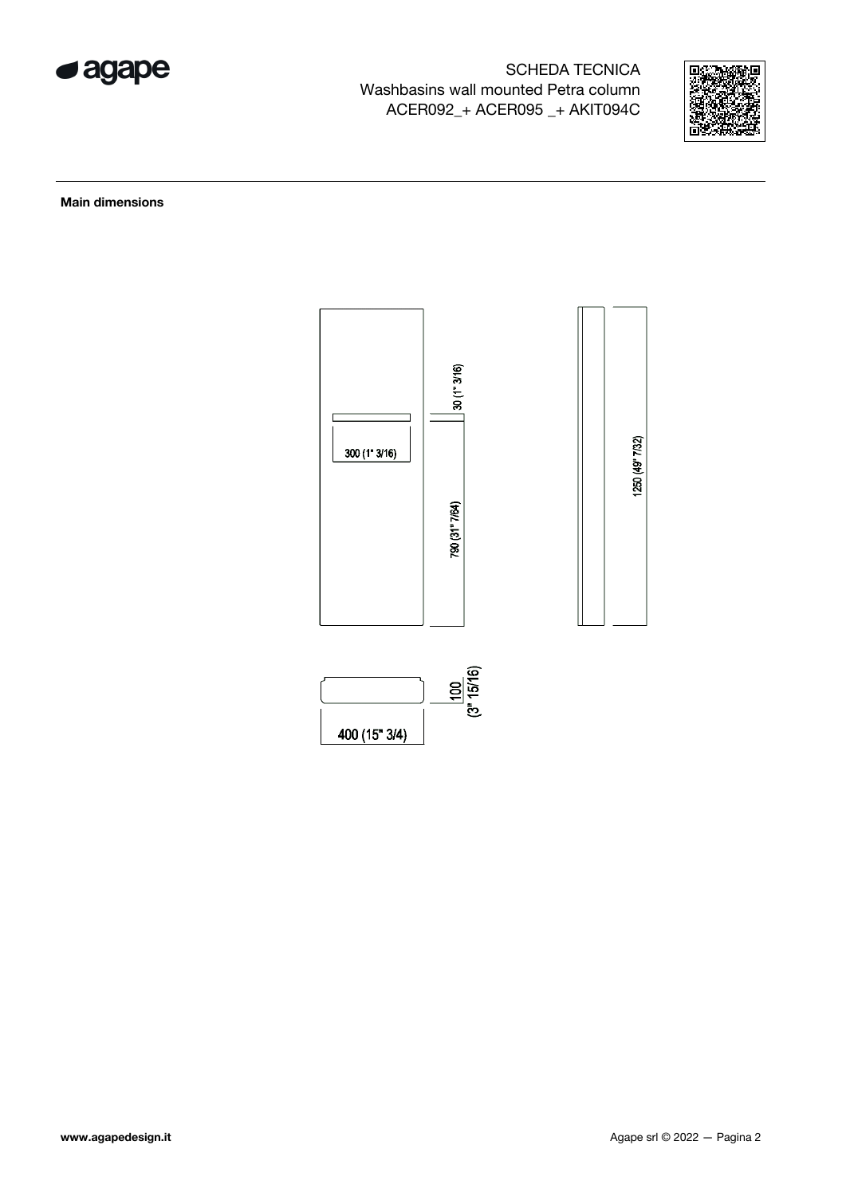SCHEDA TECNICA
Washbasins wall mounted Petra column
ACER092_+ ACER095 _+ AKIT094C

**Main dimensions**

30 (1" 3/16)

300 (1" 3/16)

790 (31" 7/64)

1250 (49" 7/32)

100 (3" 15/16)

400 (15" 3/4)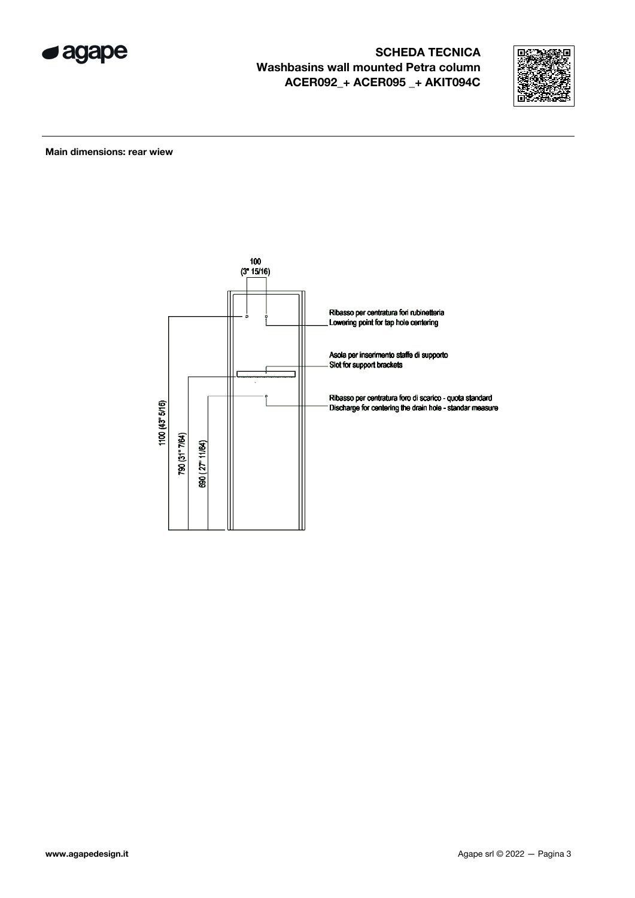# SCHEDA TECNICA
## Washbasins wall mounted Petra column
## ACER092_+ ACER095 _+ AKIT094C

**Main dimensions: rear wiew**

100
(3" 15/16)

Ribasso per centratura fori rubinetteria
Lowering point for tap hole centering

Asola per inserimento staffe di supporto
Slot for support brackets

Ribasso per centratura foro di scarico - quota standard
Discharge for centering the drain hole - standar measure

1100 (43" 5/16)

790 (31" 7/64)

690 (27" 11/64)